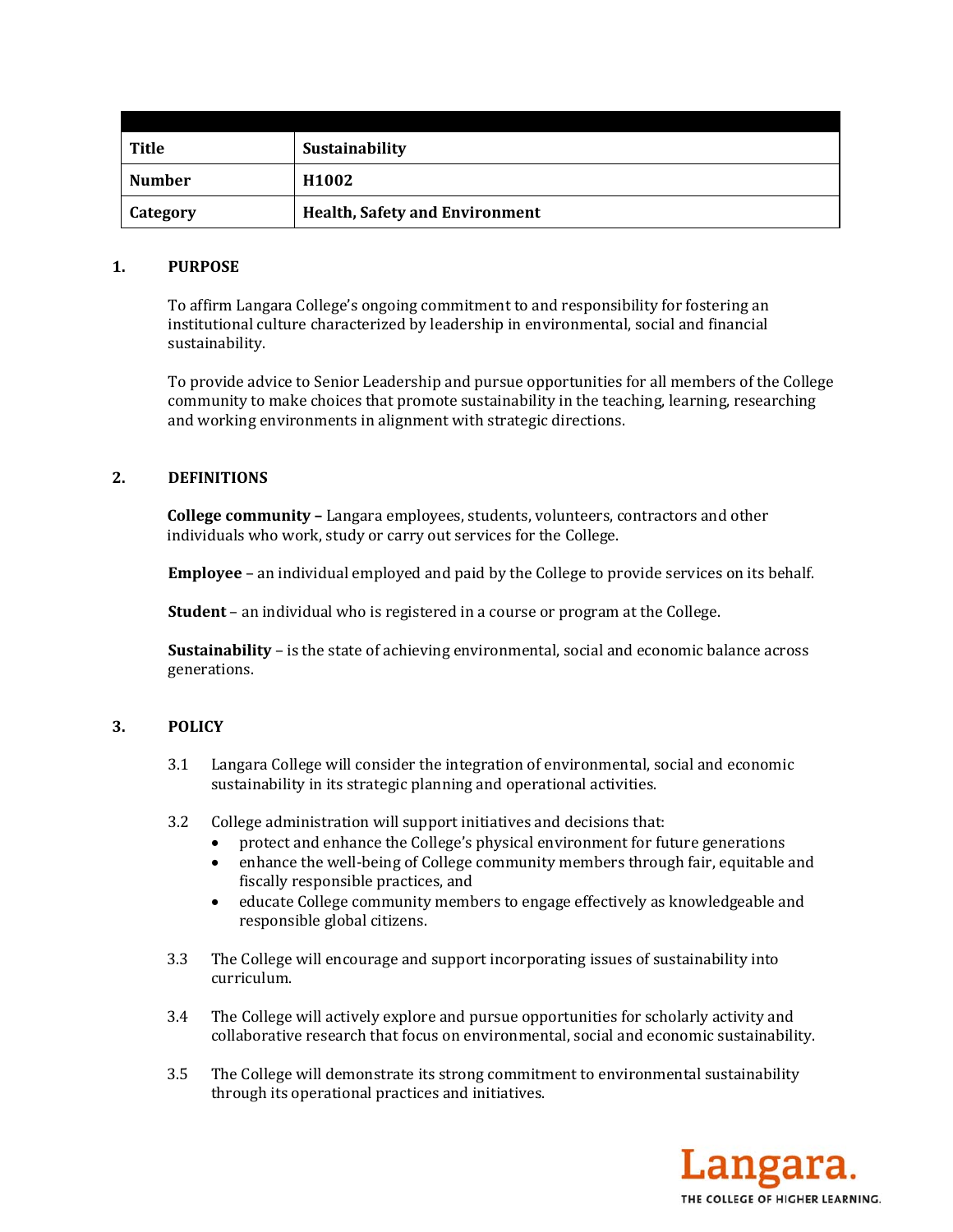| Title | Sustainability |
|---|---|
| Number | H1002 |
| Category | Health, Safety and Environment |

## 1. PURPOSE

To affirm Langara College's ongoing commitment to and responsibility for fostering an institutional culture characterized by leadership in environmental, social and financial sustainability.

To provide advice to Senior Leadership and pursue opportunities for all members of the College community to make choices that promote sustainability in the teaching, learning, researching and working environments in alignment with strategic directions.

## 2. DEFINITIONS

**College community –** Langara employees, students, volunteers, contractors and other individuals who work, study or carry out services for the College.

**Employee** – an individual employed and paid by the College to provide services on its behalf.

**Student** – an individual who is registered in a course or program at the College.

**Sustainability** – is the state of achieving environmental, social and economic balance across generations.

## 3. POLICY

3.1 Langara College will consider the integration of environmental, social and economic sustainability in its strategic planning and operational activities.

3.2 College administration will support initiatives and decisions that:

- protect and enhance the College's physical environment for future generations
- enhance the well-being of College community members through fair, equitable and fiscally responsible practices, and
- educate College community members to engage effectively as knowledgeable and responsible global citizens.

3.3 The College will encourage and support incorporating issues of sustainability into curriculum.

3.4 The College will actively explore and pursue opportunities for scholarly activity and collaborative research that focus on environmental, social and economic sustainability.

3.5 The College will demonstrate its strong commitment to environmental sustainability through its operational practices and initiatives.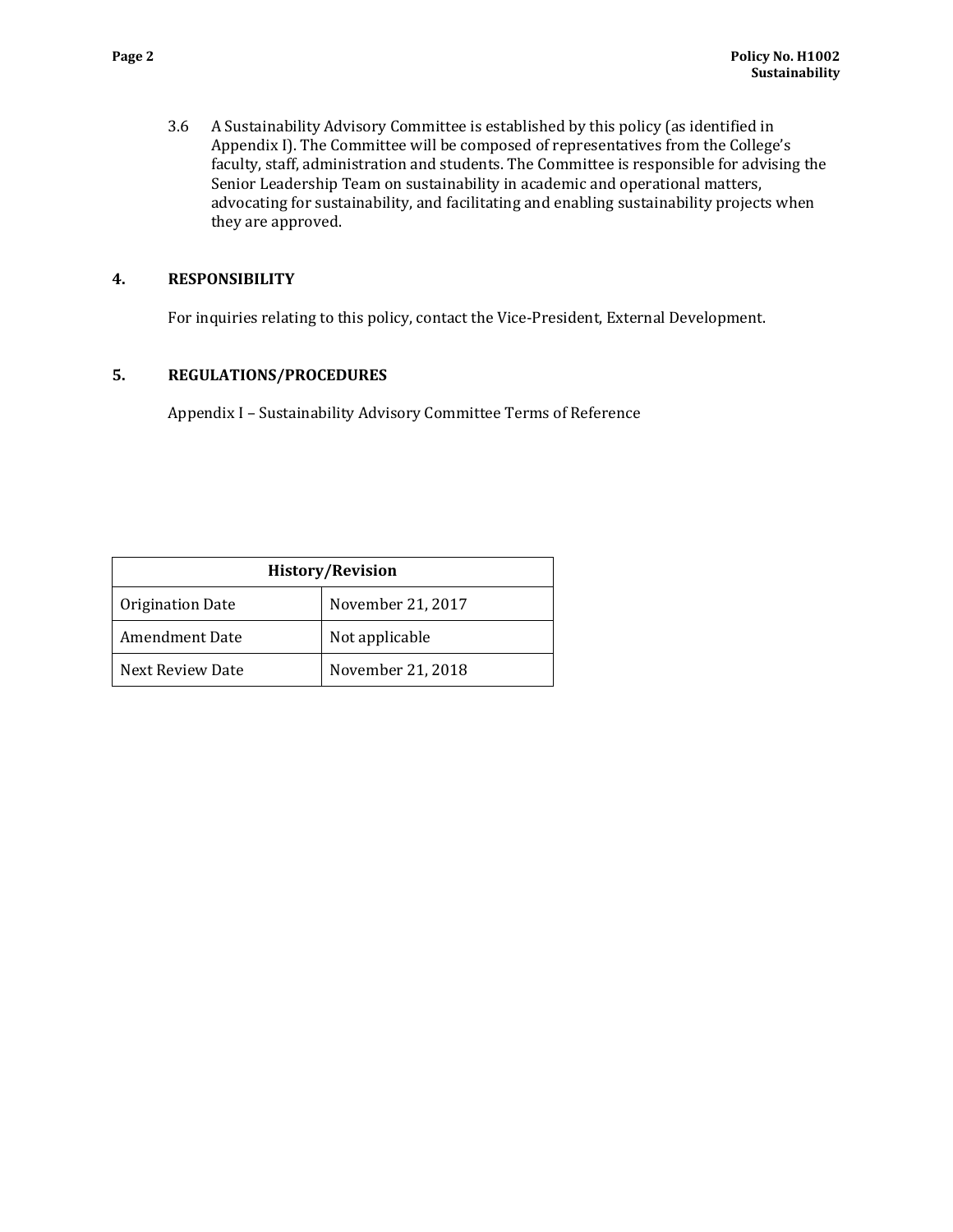3.6 A Sustainability Advisory Committee is established by this policy (as identified in Appendix I). The Committee will be composed of representatives from the College's faculty, staff, administration and students. The Committee is responsible for advising the Senior Leadership Team on sustainability in academic and operational matters, advocating for sustainability, and facilitating and enabling sustainability projects when they are approved.

## 4. RESPONSIBILITY

For inquiries relating to this policy, contact the Vice-President, External Development.

## 5. REGULATIONS/PROCEDURES

Appendix I – Sustainability Advisory Committee Terms of Reference

| History/Revision | |
|---|---|
| Origination Date | November 21, 2017 |
| Amendment Date | Not applicable |
| Next Review Date | November 21, 2018 |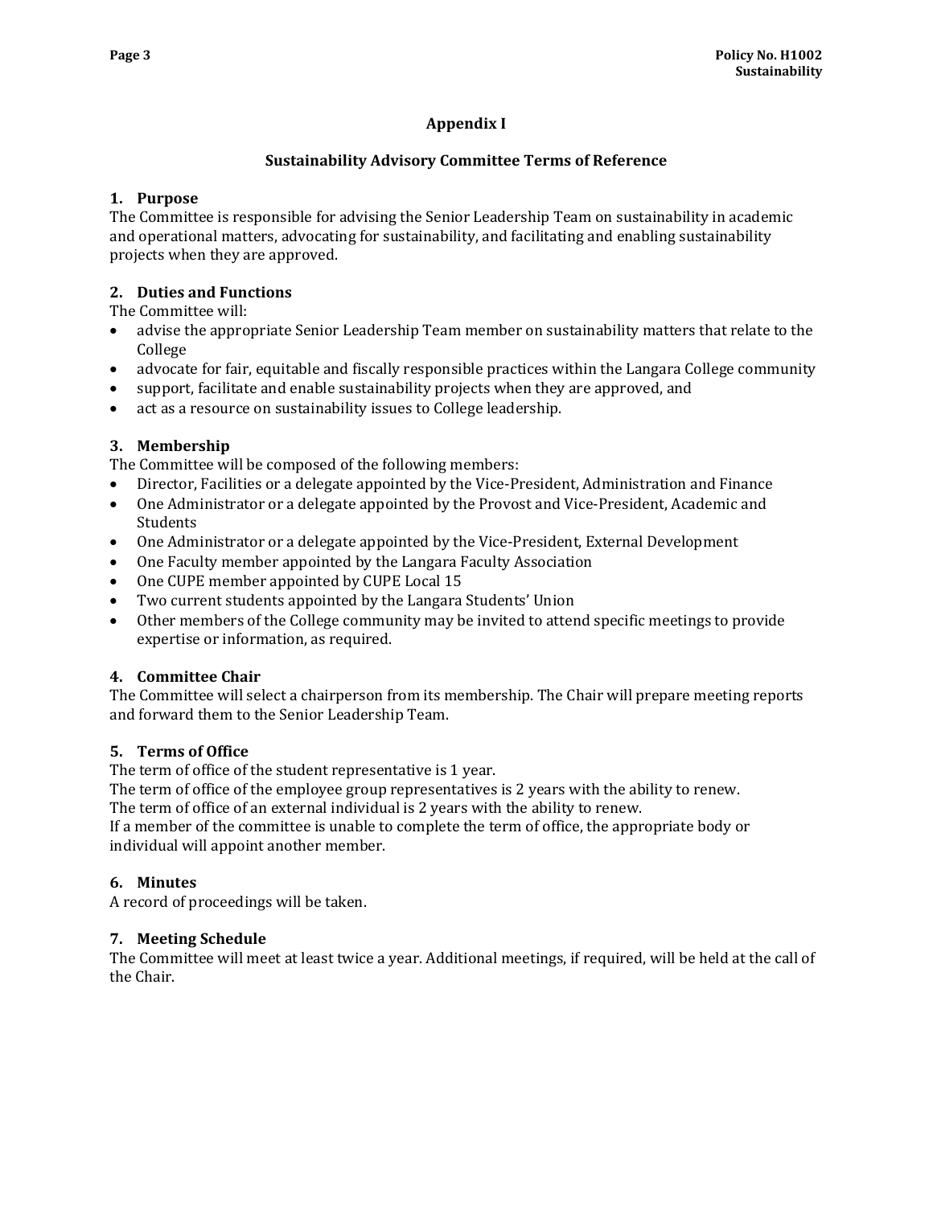# Appendix I

## Sustainability Advisory Committee Terms of Reference

### 1. Purpose

The Committee is responsible for advising the Senior Leadership Team on sustainability in academic and operational matters, advocating for sustainability, and facilitating and enabling sustainability projects when they are approved.

### 2. Duties and Functions

The Committee will:

- advise the appropriate Senior Leadership Team member on sustainability matters that relate to the College
- advocate for fair, equitable and fiscally responsible practices within the Langara College community
- support, facilitate and enable sustainability projects when they are approved, and
- act as a resource on sustainability issues to College leadership.

### 3. Membership

The Committee will be composed of the following members:

- Director, Facilities or a delegate appointed by the Vice-President, Administration and Finance
- One Administrator or a delegate appointed by the Provost and Vice-President, Academic and Students
- One Administrator or a delegate appointed by the Vice-President, External Development
- One Faculty member appointed by the Langara Faculty Association
- One CUPE member appointed by CUPE Local 15
- Two current students appointed by the Langara Students' Union
- Other members of the College community may be invited to attend specific meetings to provide expertise or information, as required.

### 4. Committee Chair

The Committee will select a chairperson from its membership. The Chair will prepare meeting reports and forward them to the Senior Leadership Team.

### 5. Terms of Office

The term of office of the student representative is 1 year.
The term of office of the employee group representatives is 2 years with the ability to renew.
The term of office of an external individual is 2 years with the ability to renew.
If a member of the committee is unable to complete the term of office, the appropriate body or individual will appoint another member.

### 6. Minutes

A record of proceedings will be taken.

### 7. Meeting Schedule

The Committee will meet at least twice a year. Additional meetings, if required, will be held at the call of the Chair.